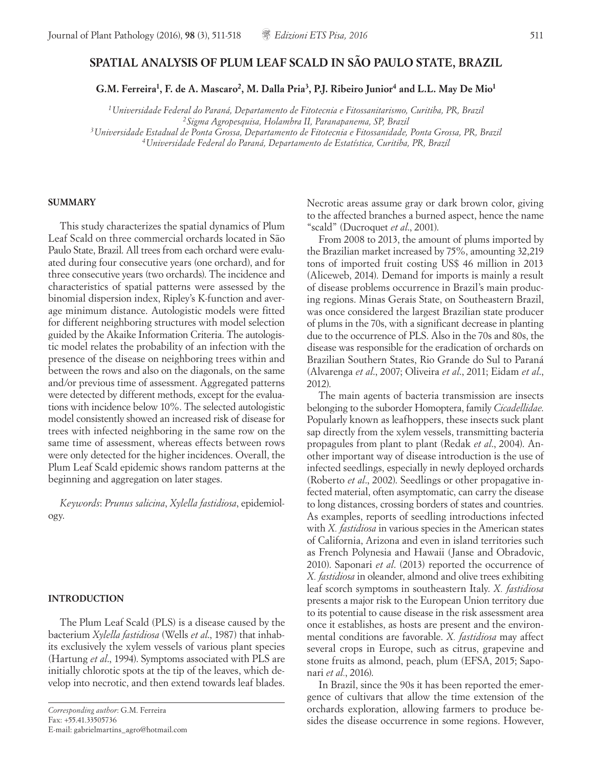# SPATIAL ANALYSIS OF PLUM LEAF SCALD IN SÃO PAULO STATE, BRAZIL

**G.M. Ferreira[1], F. de A. Mascaro[2], M. Dalla Pria[3], P.J. Ribeiro Junior[4] and L.L. May De Mio[1]**

*[1]Universidade Federal do Paraná, Departamento de Fitotecnia e Fitossanitarismo, Curitiba, PR, Brazil*
*[2]Sigma Agropesquisa, Holambra II, Paranapanema, SP, Brazil*
*[3]Universidade Estadual de Ponta Grossa, Departamento de Fitotecnia e Fitossanidade, Ponta Grossa, PR, Brazil*
*[4]Universidade Federal do Paraná, Departamento de Estatística, Curitiba, PR, Brazil*

## SUMMARY

This study characterizes the spatial dynamics of Plum Leaf Scald on three commercial orchards located in São Paulo State, Brazil. All trees from each orchard were evaluated during four consecutive years (one orchard), and for three consecutive years (two orchards). The incidence and characteristics of spatial patterns were assessed by the binomial dispersion index, Ripley's K-function and average minimum distance. Autologistic models were fitted for different neighboring structures with model selection guided by the Akaike Information Criteria. The autologistic model relates the probability of an infection with the presence of the disease on neighboring trees within and between the rows and also on the diagonals, on the same and/or previous time of assessment. Aggregated patterns were detected by different methods, except for the evaluations with incidence below 10%. The selected autologistic model consistently showed an increased risk of disease for trees with infected neighboring in the same row on the same time of assessment, whereas effects between rows were only detected for the higher incidences. Overall, the Plum Leaf Scald epidemic shows random patterns at the beginning and aggregation on later stages.

*Keywords*: *Prunus salicina*, *Xylella fastidiosa*, epidemiology.

## INTRODUCTION

The Plum Leaf Scald (PLS) is a disease caused by the bacterium *Xylella fastidiosa* (Wells *et al*., 1987) that inhabits exclusively the xylem vessels of various plant species (Hartung *et al*., 1994). Symptoms associated with PLS are initially chlorotic spots at the tip of the leaves, which develop into necrotic, and then extend towards leaf blades. Necrotic areas assume gray or dark brown color, giving to the affected branches a burned aspect, hence the name "scald" (Ducroquet *et al*., 2001).

From 2008 to 2013, the amount of plums imported by the Brazilian market increased by 75%, amounting 32,219 tons of imported fruit costing US$ 46 million in 2013 (Aliceweb, 2014). Demand for imports is mainly a result of disease problems occurrence in Brazil's main producing regions. Minas Gerais State, on Southeastern Brazil, was once considered the largest Brazilian state producer of plums in the 70s, with a significant decrease in planting due to the occurrence of PLS. Also in the 70s and 80s, the disease was responsible for the eradication of orchards on Brazilian Southern States, Rio Grande do Sul to Paraná (Alvarenga *et al*., 2007; Oliveira *et al*., 2011; Eidam *et al*., 2012).

The main agents of bacteria transmission are insects belonging to the suborder Homoptera, family *Cicadellidae*. Popularly known as leafhoppers, these insects suck plant sap directly from the xylem vessels, transmitting bacteria propagules from plant to plant (Redak *et al*., 2004). Another important way of disease introduction is the use of infected seedlings, especially in newly deployed orchards (Roberto *et al*., 2002). Seedlings or other propagative infected material, often asymptomatic, can carry the disease to long distances, crossing borders of states and countries. As examples, reports of seedling introductions infected with *X. fastidiosa* in various species in the American states of California, Arizona and even in island territories such as French Polynesia and Hawaii (Janse and Obradovic, 2010). Saponari *et al*. (2013) reported the occurrence of *X. fastidiosa* in oleander, almond and olive trees exhibiting leaf scorch symptoms in southeastern Italy. *X. fastidiosa* presents a major risk to the European Union territory due to its potential to cause disease in the risk assessment area once it establishes, as hosts are present and the environmental conditions are favorable. *X. fastidiosa* may affect several crops in Europe, such as citrus, grapevine and stone fruits as almond, peach, plum (EFSA, 2015; Saponari *et al*., 2016).

In Brazil, since the 90s it has been reported the emergence of cultivars that allow the time extension of the orchards exploration, allowing farmers to produce besides the disease occurrence in some regions. However,

*Corresponding author*: G.M. Ferreira
Fax: +55.41.33505736
E-mail: gabrielmartins_agro@hotmail.com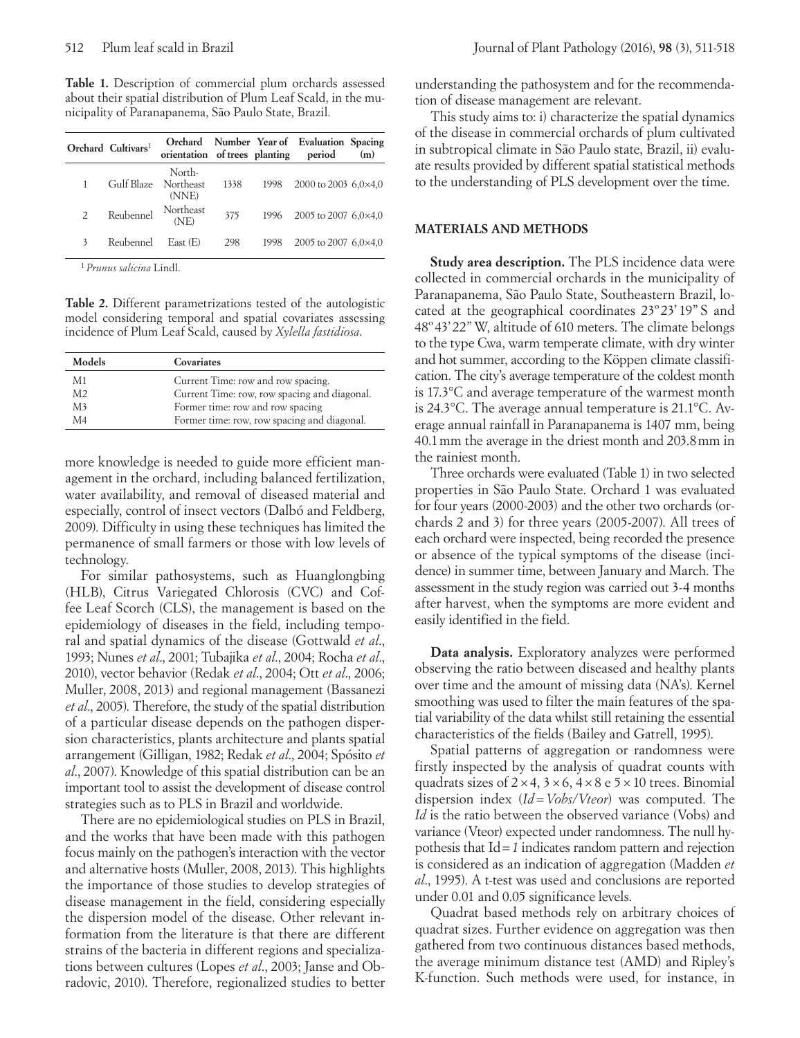**Table 1.** Description of commercial plum orchards assessed about their spatial distribution of Plum Leaf Scald, in the municipality of Paranapanema, São Paulo State, Brazil.

| Orchard | Cultivars[1] | Orchard orientation | Number of trees | Year of planting | Evaluation period | Spacing (m) |
|---|---|---|---|---|---|---|
| 1 | Gulf Blaze | North-Northeast (NNE) | 1338 | 1998 | 2000 to 2003 | 6,0×4,0 |
| 2 | Reubennel | Northeast (NE) | 375 | 1996 | 2005 to 2007 | 6,0×4,0 |
| 3 | Reubennel | East (E) | 298 | 1998 | 2005 to 2007 | 6,0×4,0 |

[1] *Prunus salicina* Lindl.

**Table 2.** Different parametrizations tested of the autologistic model considering temporal and spatial covariates assessing incidence of Plum Leaf Scald, caused by *Xylella fastidiosa*.

| Models | Covariates |
|---|---|
| M1 | Current Time: row and row spacing. |
| M2 | Current Time: row, row spacing and diagonal. |
| M3 | Former time: row and row spacing |
| M4 | Former time: row, row spacing and diagonal. |

more knowledge is needed to guide more efficient management in the orchard, including balanced fertilization, water availability, and removal of diseased material and especially, control of insect vectors (Dalbó and Feldberg, 2009). Difficulty in using these techniques has limited the permanence of small farmers or those with low levels of technology.

For similar pathosystems, such as Huanglongbing (HLB), Citrus Variegated Chlorosis (CVC) and Coffee Leaf Scorch (CLS), the management is based on the epidemiology of diseases in the field, including temporal and spatial dynamics of the disease (Gottwald *et al*., 1993; Nunes *et al*., 2001; Tubajika *et al*., 2004; Rocha *et al*., 2010), vector behavior (Redak *et al*., 2004; Ott *et al*., 2006; Muller, 2008, 2013) and regional management (Bassanezi *et al*., 2005). Therefore, the study of the spatial distribution of a particular disease depends on the pathogen dispersion characteristics, plants architecture and plants spatial arrangement (Gilligan, 1982; Redak *et al*., 2004; Spósito *et al*., 2007). Knowledge of this spatial distribution can be an important tool to assist the development of disease control strategies such as to PLS in Brazil and worldwide.

There are no epidemiological studies on PLS in Brazil, and the works that have been made with this pathogen focus mainly on the pathogen's interaction with the vector and alternative hosts (Muller, 2008, 2013). This highlights the importance of those studies to develop strategies of disease management in the field, considering especially the dispersion model of the disease. Other relevant information from the literature is that there are different strains of the bacteria in different regions and specializations between cultures (Lopes *et al*., 2003; Janse and Obradovic, 2010). Therefore, regionalized studies to better understanding the pathosystem and for the recommendation of disease management are relevant.

This study aims to: i) characterize the spatial dynamics of the disease in commercial orchards of plum cultivated in subtropical climate in São Paulo state, Brazil, ii) evaluate results provided by different spatial statistical methods to the understanding of PLS development over the time.

## MATERIALS AND METHODS

**Study area description.** The PLS incidence data were collected in commercial orchards in the municipality of Paranapanema, São Paulo State, Southeastern Brazil, located at the geographical coordinates 23°23' 19" S and 48°43' 22" W, altitude of 610 meters. The climate belongs to the type Cwa, warm temperate climate, with dry winter and hot summer, according to the Köppen climate classification. The city's average temperature of the coldest month is 17.3°C and average temperature of the warmest month is 24.3°C. The average annual temperature is 21.1°C. Average annual rainfall in Paranapanema is 1407 mm, being 40.1 mm the average in the driest month and 203.8 mm in the rainiest month.

Three orchards were evaluated (Table 1) in two selected properties in São Paulo State. Orchard 1 was evaluated for four years (2000-2003) and the other two orchards (orchards 2 and 3) for three years (2005-2007). All trees of each orchard were inspected, being recorded the presence or absence of the typical symptoms of the disease (incidence) in summer time, between January and March. The assessment in the study region was carried out 3-4 months after harvest, when the symptoms are more evident and easily identified in the field.

**Data analysis.** Exploratory analyzes were performed observing the ratio between diseased and healthy plants over time and the amount of missing data (NA's). Kernel smoothing was used to filter the main features of the spatial variability of the data whilst still retaining the essential characteristics of the fields (Bailey and Gatrell, 1995).

Spatial patterns of aggregation or randomness were firstly inspected by the analysis of quadrat counts with quadrats sizes of $2\times4$, $3\times6$, $4\times8$ e $5\times10$ trees. Binomial dispersion index ($Id = Vobs/Vteor$) was computed. The $Id$ is the ratio between the observed variance (Vobs) and variance (Vteor) expected under randomness. The null hypothesis that $Id = 1$ indicates random pattern and rejection is considered as an indication of aggregation (Madden *et al*., 1995). A t-test was used and conclusions are reported under 0.01 and 0.05 significance levels.

Quadrat based methods rely on arbitrary choices of quadrat sizes. Further evidence on aggregation was then gathered from two continuous distances based methods, the average minimum distance test (AMD) and Ripley's K-function. Such methods were used, for instance, in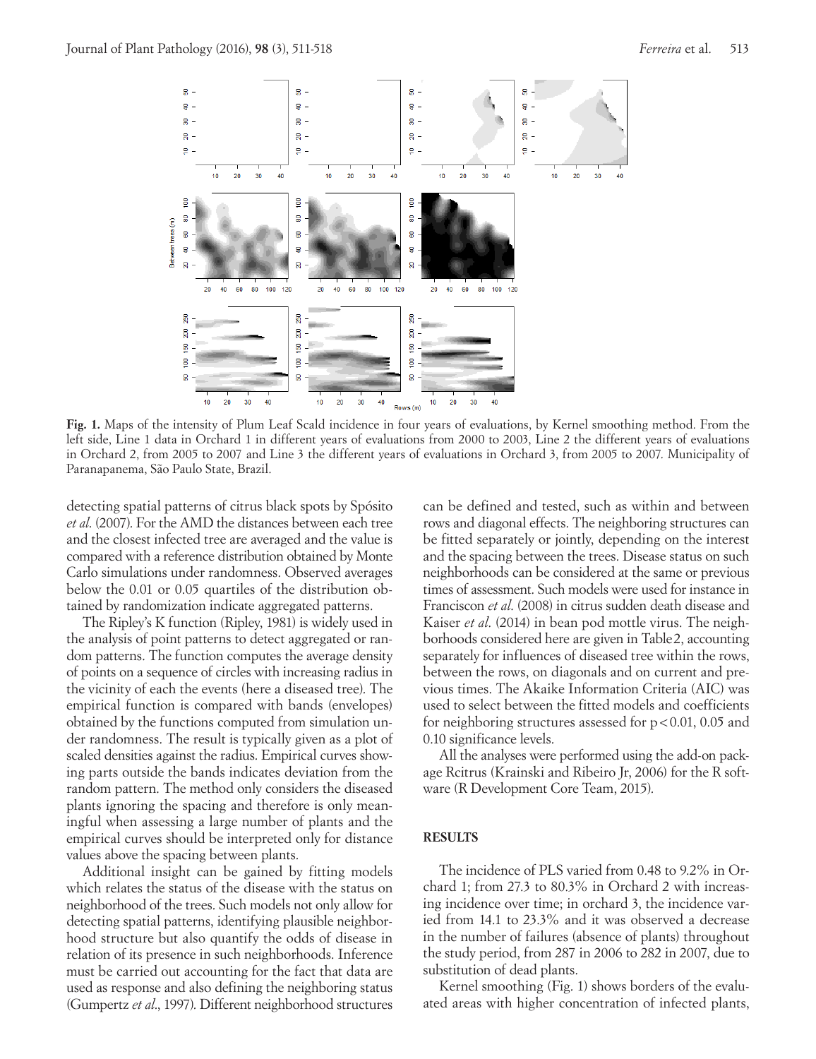**Fig. 1.** Maps of the intensity of Plum Leaf Scald incidence in four years of evaluations, by Kernel smoothing method. From the left side, Line 1 data in Orchard 1 in different years of evaluations from 2000 to 2003, Line 2 the different years of evaluations in Orchard 2, from 2005 to 2007 and Line 3 the different years of evaluations in Orchard 3, from 2005 to 2007. Municipality of Paranapanema, São Paulo State, Brazil.

detecting spatial patterns of citrus black spots by Spósito *et al.* (2007). For the AMD the distances between each tree and the closest infected tree are averaged and the value is compared with a reference distribution obtained by Monte Carlo simulations under randomness. Observed averages below the 0.01 or 0.05 quartiles of the distribution obtained by randomization indicate aggregated patterns.

The Ripley's K function (Ripley, 1981) is widely used in the analysis of point patterns to detect aggregated or random patterns. The function computes the average density of points on a sequence of circles with increasing radius in the vicinity of each the events (here a diseased tree). The empirical function is compared with bands (envelopes) obtained by the functions computed from simulation under randomness. The result is typically given as a plot of scaled densities against the radius. Empirical curves showing parts outside the bands indicates deviation from the random pattern. The method only considers the diseased plants ignoring the spacing and therefore is only meaningful when assessing a large number of plants and the empirical curves should be interpreted only for distance values above the spacing between plants.

Additional insight can be gained by fitting models which relates the status of the disease with the status on neighborhood of the trees. Such models not only allow for detecting spatial patterns, identifying plausible neighborhood structure but also quantify the odds of disease in relation of its presence in such neighborhoods. Inference must be carried out accounting for the fact that data are used as response and also defining the neighboring status (Gumpertz *et al.*, 1997). Different neighborhood structures can be defined and tested, such as within and between rows and diagonal effects. The neighboring structures can be fitted separately or jointly, depending on the interest and the spacing between the trees. Disease status on such neighborhoods can be considered at the same or previous times of assessment. Such models were used for instance in Franciscon *et al.* (2008) in citrus sudden death disease and Kaiser *et al.* (2014) in bean pod mottle virus. The neighborhoods considered here are given in Table2, accounting separately for influences of diseased tree within the rows, between the rows, on diagonals and on current and previous times. The Akaike Information Criteria (AIC) was used to select between the fitted models and coefficients for neighboring structures assessed for $p < 0.01$, 0.05 and 0.10 significance levels.

All the analyses were performed using the add-on package Rcitrus (Krainski and Ribeiro Jr, 2006) for the R software (R Development Core Team, 2015).

## RESULTS

The incidence of PLS varied from 0.48 to 9.2% in Orchard 1; from 27.3 to 80.3% in Orchard 2 with increasing incidence over time; in orchard 3, the incidence varied from 14.1 to 23.3% and it was observed a decrease in the number of failures (absence of plants) throughout the study period, from 287 in 2006 to 282 in 2007, due to substitution of dead plants.

Kernel smoothing (Fig. 1) shows borders of the evaluated areas with higher concentration of infected plants,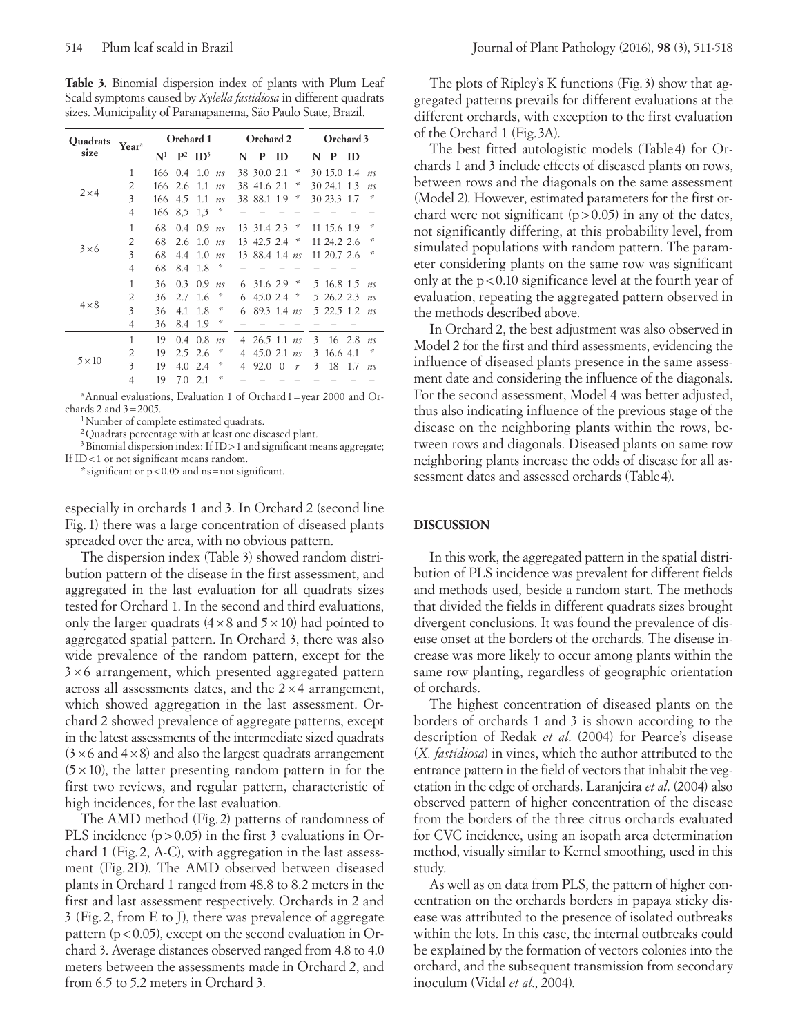**Table 3.** Binomial dispersion index of plants with Plum Leaf Scald symptoms caused by *Xylella fastidiosa* in different quadrats sizes. Municipality of Paranapanema, São Paulo State, Brazil.

| Quadrats size | Year[a] | Orchard 1 | | | | Orchard 2 | | | | Orchard 3 | | | |
|---|---|---|---|---|---|---|---|---|---|---|---|---|---|
| | | N[1] | P[2] | ID[3] | | N | P | ID | | N | P | ID | |
| 2×4 | 1 | 166 | 0.4 | 1.0 | *ns* | 38 | 30.0 | 2.1 | * | 30 | 15.0 | 1.4 | *ns* |
| | 2 | 166 | 2.6 | 1.1 | *ns* | 38 | 41.6 | 2.1 | * | 30 | 24.1 | 1.3 | *ns* |
| | 3 | 166 | 4.5 | 1.1 | *ns* | 38 | 88.1 | 1.9 | * | 30 | 23.3 | 1.7 | * |
| | 4 | 166 | 8,5 | 1,3 | * | – | – | – | – | – | – | – | – |
| 3×6 | 1 | 68 | 0.4 | 0.9 | *ns* | 13 | 31.4 | 2.3 | * | 11 | 15.6 | 1.9 | * |
| | 2 | 68 | 2.6 | 1.0 | *ns* | 13 | 42.5 | 2.4 | * | 11 | 24.2 | 2.6 | * |
| | 3 | 68 | 4.4 | 1.0 | *ns* | 13 | 88.4 | 1.4 | *ns* | 11 | 20.7 | 2.6 | * |
| | 4 | 68 | 8.4 | 1.8 | * | – | – | – | – | – | – | – | – |
| 4×8 | 1 | 36 | 0.3 | 0.9 | *ns* | 6 | 31.6 | 2.9 | * | 5 | 16.8 | 1.5 | *ns* |
| | 2 | 36 | 2.7 | 1.6 | * | 6 | 45.0 | 2.4 | * | 5 | 26.2 | 2.3 | *ns* |
| | 3 | 36 | 4.1 | 1.8 | * | 6 | 89.3 | 1.4 | *ns* | 5 | 22.5 | 1.2 | *ns* |
| | 4 | 36 | 8.4 | 1.9 | * | – | – | – | – | – | – | – | – |
| 5×10 | 1 | 19 | 0.4 | 0.8 | *ns* | 4 | 26.5 | 1.1 | *ns* | 3 | 16 | 2.8 | *ns* |
| | 2 | 19 | 2.5 | 2.6 | * | 4 | 45.0 | 2.1 | *ns* | 3 | 16.6 | 4.1 | * |
| | 3 | 19 | 4.0 | 2.4 | * | 4 | 92.0 | 0 | *r* | 3 | 18 | 1.7 | *ns* |
| | 4 | 19 | 7.0 | 2.1 | * | – | – | – | – | – | – | – | – |

[a] Annual evaluations, Evaluation 1 of Orchard 1 = year 2000 and Orchards 2 and 3 = 2005.

[1] Number of complete estimated quadrats.

[2] Quadrats percentage with at least one diseased plant.

[3] Binomial dispersion index: If ID > 1 and significant means aggregate; If ID < 1 or not significant means random.

\* significant or $p < 0.05$ and ns = not significant.

especially in orchards 1 and 3. In Orchard 2 (second line Fig. 1) there was a large concentration of diseased plants spreaded over the area, with no obvious pattern.

The dispersion index (Table 3) showed random distribution pattern of the disease in the first assessment, and aggregated in the last evaluation for all quadrats sizes tested for Orchard 1. In the second and third evaluations, only the larger quadrats (4 × 8 and 5 × 10) had pointed to aggregated spatial pattern. In Orchard 3, there was also wide prevalence of the random pattern, except for the 3 × 6 arrangement, which presented aggregated pattern across all assessments dates, and the 2 × 4 arrangement, which showed aggregation in the last assessment. Orchard 2 showed prevalence of aggregate patterns, except in the latest assessments of the intermediate sized quadrats (3 × 6 and 4 × 8) and also the largest quadrats arrangement (5 × 10), the latter presenting random pattern in for the first two reviews, and regular pattern, characteristic of high incidences, for the last evaluation.

The AMD method (Fig. 2) patterns of randomness of PLS incidence ($p > 0.05$) in the first 3 evaluations in Orchard 1 (Fig. 2, A-C), with aggregation in the last assessment (Fig. 2D). The AMD observed between diseased plants in Orchard 1 ranged from 48.8 to 8.2 meters in the first and last assessment respectively. Orchards in 2 and 3 (Fig. 2, from E to J), there was prevalence of aggregate pattern ($p < 0.05$), except on the second evaluation in Orchard 3. Average distances observed ranged from 4.8 to 4.0 meters between the assessments made in Orchard 2, and from 6.5 to 5.2 meters in Orchard 3.

The plots of Ripley's K functions (Fig. 3) show that aggregated patterns prevails for different evaluations at the different orchards, with exception to the first evaluation of the Orchard 1 (Fig. 3A).

The best fitted autologistic models (Table 4) for Orchards 1 and 3 include effects of diseased plants on rows, between rows and the diagonals on the same assessment (Model 2). However, estimated parameters for the first orchard were not significant ($p > 0.05$) in any of the dates, not significantly differing, at this probability level, from simulated populations with random pattern. The parameter considering plants on the same row was significant only at the $p < 0.10$ significance level at the fourth year of evaluation, repeating the aggregated pattern observed in the methods described above.

In Orchard 2, the best adjustment was also observed in Model 2 for the first and third assessments, evidencing the influence of diseased plants presence in the same assessment date and considering the influence of the diagonals. For the second assessment, Model 4 was better adjusted, thus also indicating influence of the previous stage of the disease on the neighboring plants within the rows, between rows and diagonals. Diseased plants on same row neighboring plants increase the odds of disease for all assessment dates and assessed orchards (Table 4).

## DISCUSSION

In this work, the aggregated pattern in the spatial distribution of PLS incidence was prevalent for different fields and methods used, beside a random start. The methods that divided the fields in different quadrats sizes brought divergent conclusions. It was found the prevalence of disease onset at the borders of the orchards. The disease increase was more likely to occur among plants within the same row planting, regardless of geographic orientation of orchards.

The highest concentration of diseased plants on the borders of orchards 1 and 3 is shown according to the description of Redak *et al*. (2004) for Pearce's disease (*X. fastidiosa*) in vines, which the author attributed to the entrance pattern in the field of vectors that inhabit the vegetation in the edge of orchards. Laranjeira *et al*. (2004) also observed pattern of higher concentration of the disease from the borders of the three citrus orchards evaluated for CVC incidence, using an isopath area determination method, visually similar to Kernel smoothing, used in this study.

As well as on data from PLS, the pattern of higher concentration on the orchards borders in papaya sticky disease was attributed to the presence of isolated outbreaks within the lots. In this case, the internal outbreaks could be explained by the formation of vectors colonies into the orchard, and the subsequent transmission from secondary inoculum (Vidal *et al*., 2004).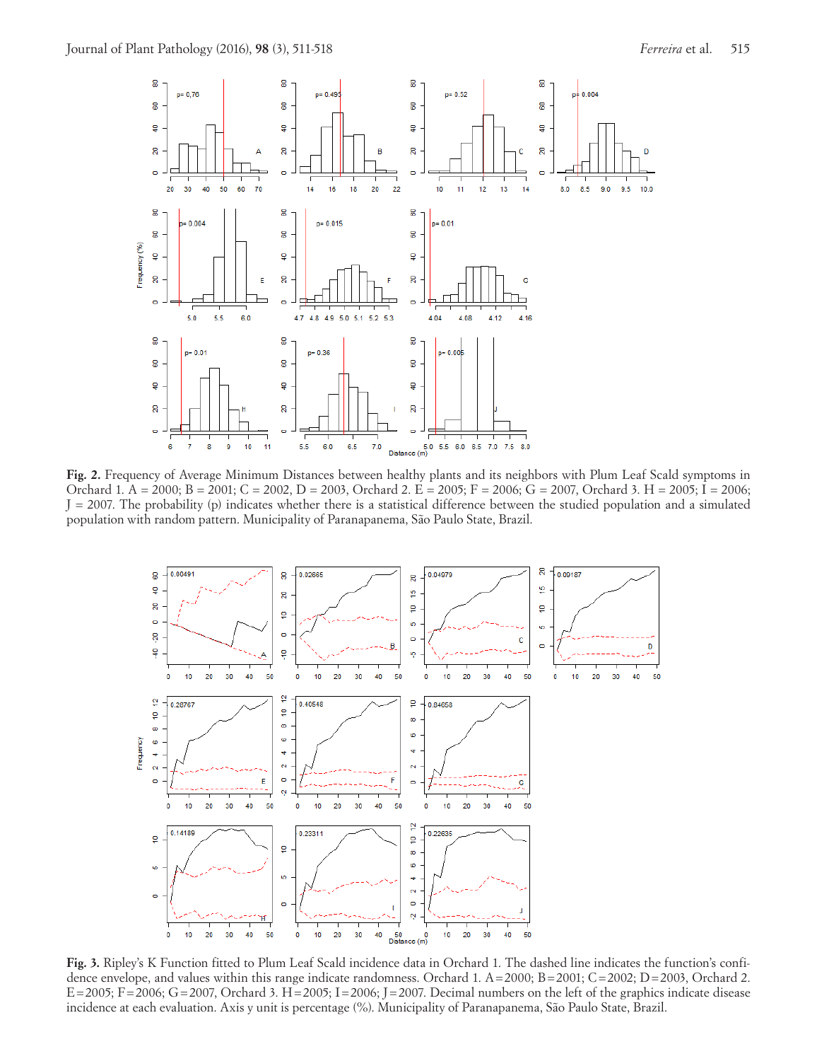**Fig. 2.** Frequency of Average Minimum Distances between healthy plants and its neighbors with Plum Leaf Scald symptoms in Orchard 1. A = 2000; B = 2001; C = 2002, D = 2003, Orchard 2. E = 2005; F = 2006; G = 2007, Orchard 3. H = 2005; I = 2006; J = 2007. The probability (p) indicates whether there is a statistical difference between the studied population and a simulated population with random pattern. Municipality of Paranapanema, São Paulo State, Brazil.

**Fig. 3.** Ripley's K Function fitted to Plum Leaf Scald incidence data in Orchard 1. The dashed line indicates the function's confidence envelope, and values within this range indicate randomness. Orchard 1. A=2000; B=2001; C=2002; D=2003, Orchard 2. E=2005; F=2006; G=2007, Orchard 3. H=2005; I=2006; J=2007. Decimal numbers on the left of the graphics indicate disease incidence at each evaluation. Axis y unit is percentage (%). Municipality of Paranapanema, São Paulo State, Brazil.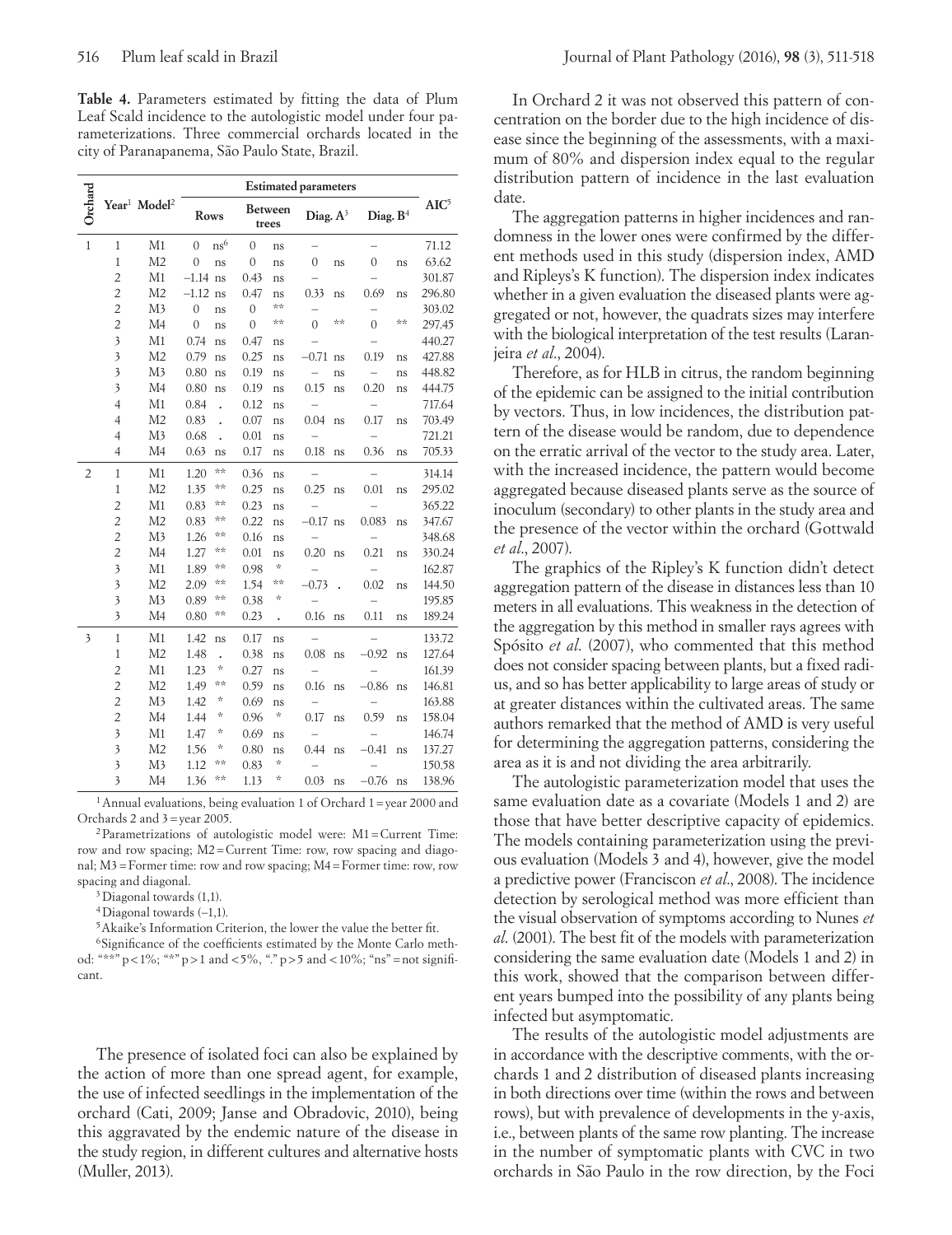**Table 4.** Parameters estimated by fitting the data of Plum Leaf Scald incidence to the autologistic model under four parameterizations. Three commercial orchards located in the city of Paranapanema, São Paulo State, Brazil.

| Orchard | Year[1] | Model[2] | Estimated parameters | | | | | | | | AIC[5] |
|---|---|---|---|---|---|---|---|---|---|---|---|
| | | | Rows | | Between trees | | Diag. A[3] | | Diag. B[4] | | |
| 1 | 1 | M1 | 0 | ns[6] | 0 | ns | – | | – | | 71.12 |
| 1 | 1 | M2 | 0 | ns | 0 | ns | 0 | ns | 0 | ns | 63.62 |
| 1 | 2 | M1 | –1.14 | ns | 0.43 | ns | – | | – | | 301.87 |
| 1 | 2 | M2 | –1.12 | ns | 0.47 | ns | 0.33 | ns | 0.69 | ns | 296.80 |
| 1 | 2 | M3 | 0 | ns | 0 | ** | – | | – | | 303.02 |
| 1 | 2 | M4 | 0 | ns | 0 | ** | 0 | ** | 0 | ** | 297.45 |
| 1 | 3 | M1 | 0.74 | ns | 0.47 | ns | – | | – | | 440.27 |
| 1 | 3 | M2 | 0.79 | ns | 0.25 | ns | –0.71 | ns | 0.19 | ns | 427.88 |
| 1 | 3 | M3 | 0.80 | ns | 0.19 | ns | – | ns | – | ns | 448.82 |
| 1 | 3 | M4 | 0.80 | ns | 0.19 | ns | 0.15 | ns | 0.20 | ns | 444.75 |
| 1 | 4 | M1 | 0.84 | . | 0.12 | ns | – | | – | | 717.64 |
| 1 | 4 | M2 | 0.83 | . | 0.07 | ns | 0.04 | ns | 0.17 | ns | 703.49 |
| 1 | 4 | M3 | 0.68 | . | 0.01 | ns | – | | – | | 721.21 |
| 1 | 4 | M4 | 0.63 | ns | 0.17 | ns | 0.18 | ns | 0.36 | ns | 705.33 |
| 2 | 1 | M1 | 1.20 | ** | 0.36 | ns | – | | – | | 314.14 |
| 2 | 1 | M2 | 1.35 | ** | 0.25 | ns | 0.25 | ns | 0.01 | ns | 295.02 |
| 2 | 2 | M1 | 0.83 | ** | 0.23 | ns | – | | – | | 365.22 |
| 2 | 2 | M2 | 0.83 | ** | 0.22 | ns | –0.17 | ns | 0.083 | ns | 347.67 |
| 2 | 2 | M3 | 1.26 | ** | 0.16 | ns | – | | – | | 348.68 |
| 2 | 2 | M4 | 1.27 | ** | 0.01 | ns | 0.20 | ns | 0.21 | ns | 330.24 |
| 2 | 3 | M1 | 1.89 | ** | 0.98 | * | – | | – | | 162.87 |
| 2 | 3 | M2 | 2.09 | ** | 1.54 | ** | –0.73 | . | 0.02 | ns | 144.50 |
| 2 | 3 | M3 | 0.89 | ** | 0.38 | * | – | | – | | 195.85 |
| 2 | 3 | M4 | 0.80 | ** | 0.23 | . | 0.16 | ns | 0.11 | ns | 189.24 |
| 3 | 1 | M1 | 1.42 | ns | 0.17 | ns | – | | – | | 133.72 |
| 3 | 1 | M2 | 1.48 | . | 0.38 | ns | 0.08 | ns | –0.92 | ns | 127.64 |
| 3 | 2 | M1 | 1.23 | * | 0.27 | ns | – | | – | | 161.39 |
| 3 | 2 | M2 | 1.49 | ** | 0.59 | ns | 0.16 | ns | –0.86 | ns | 146.81 |
| 3 | 2 | M3 | 1.42 | * | 0.69 | ns | – | | – | | 163.88 |
| 3 | 2 | M4 | 1.44 | * | 0.96 | * | 0.17 | ns | 0.59 | ns | 158.04 |
| 3 | 3 | M1 | 1.47 | * | 0.69 | ns | – | | – | | 146.74 |
| 3 | 3 | M2 | 1.56 | * | 0.80 | ns | 0.44 | ns | –0.41 | ns | 137.27 |
| 3 | 3 | M3 | 1.12 | ** | 0.83 | * | – | | – | | 150.58 |
| 3 | 3 | M4 | 1.36 | ** | 1.13 | * | 0.03 | ns | –0.76 | ns | 138.96 |

[1] Annual evaluations, being evaluation 1 of Orchard 1 = year 2000 and Orchards 2 and 3 = year 2005.

[2] Parametrizations of autologistic model were: M1 = Current Time: row and row spacing; M2 = Current Time: row, row spacing and diagonal; M3 = Former time: row and row spacing; M4 = Former time: row, row spacing and diagonal.

[3] Diagonal towards (1,1).

[4] Diagonal towards (–1,1).

[5] Akaike's Information Criterion, the lower the value the better fit.

[6] Significance of the coefficients estimated by the Monte Carlo method: "**" p < 1%; "*" p > 1 and < 5%, "." p > 5 and < 10%; "ns" = not significant.

The presence of isolated foci can also be explained by the action of more than one spread agent, for example, the use of infected seedlings in the implementation of the orchard (Cati, 2009; Janse and Obradovic, 2010), being this aggravated by the endemic nature of the disease in the study region, in different cultures and alternative hosts (Muller, 2013).

In Orchard 2 it was not observed this pattern of concentration on the border due to the high incidence of disease since the beginning of the assessments, with a maximum of 80% and dispersion index equal to the regular distribution pattern of incidence in the last evaluation date.

The aggregation patterns in higher incidences and randomness in the lower ones were confirmed by the different methods used in this study (dispersion index, AMD and Ripleys's K function). The dispersion index indicates whether in a given evaluation the diseased plants were aggregated or not, however, the quadrats sizes may interfere with the biological interpretation of the test results (Laranjeira *et al*., 2004).

Therefore, as for HLB in citrus, the random beginning of the epidemic can be assigned to the initial contribution by vectors. Thus, in low incidences, the distribution pattern of the disease would be random, due to dependence on the erratic arrival of the vector to the study area. Later, with the increased incidence, the pattern would become aggregated because diseased plants serve as the source of inoculum (secondary) to other plants in the study area and the presence of the vector within the orchard (Gottwald *et al*., 2007).

The graphics of the Ripley's K function didn't detect aggregation pattern of the disease in distances less than 10 meters in all evaluations. This weakness in the detection of the aggregation by this method in smaller rays agrees with Spósito *et al*. (2007), who commented that this method does not consider spacing between plants, but a fixed radius, and so has better applicability to large areas of study or at greater distances within the cultivated areas. The same authors remarked that the method of AMD is very useful for determining the aggregation patterns, considering the area as it is and not dividing the area arbitrarily.

The autologistic parameterization model that uses the same evaluation date as a covariate (Models 1 and 2) are those that have better descriptive capacity of epidemics. The models containing parameterization using the previous evaluation (Models 3 and 4), however, give the model a predictive power (Franciscon *et al*., 2008). The incidence detection by serological method was more efficient than the visual observation of symptoms according to Nunes *et al*. (2001). The best fit of the models with parameterization considering the same evaluation date (Models 1 and 2) in this work, showed that the comparison between different years bumped into the possibility of any plants being infected but asymptomatic.

The results of the autologistic model adjustments are in accordance with the descriptive comments, with the orchards 1 and 2 distribution of diseased plants increasing in both directions over time (within the rows and between rows), but with prevalence of developments in the y-axis, i.e., between plants of the same row planting. The increase in the number of symptomatic plants with CVC in two orchards in São Paulo in the row direction, by the Foci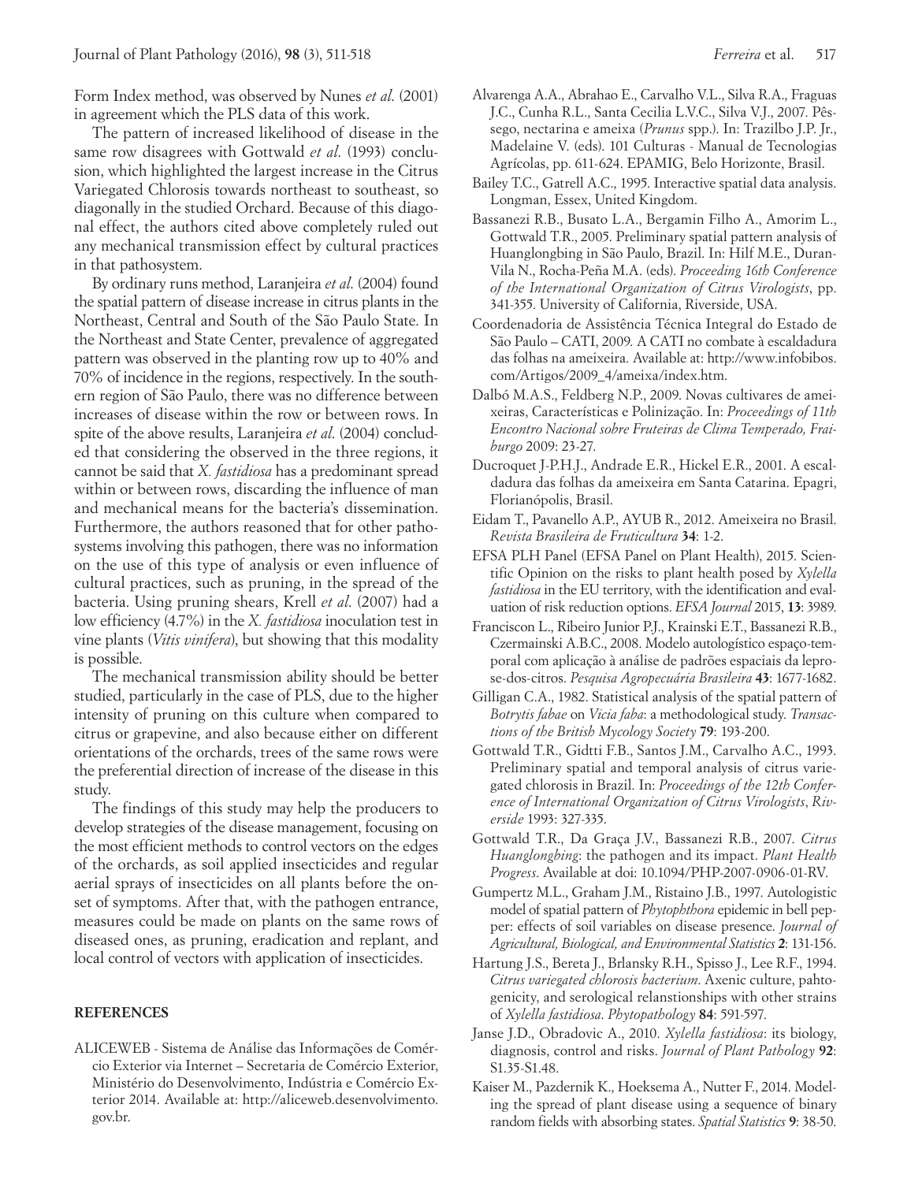Form Index method, was observed by Nunes *et al.* (2001) in agreement which the PLS data of this work.

The pattern of increased likelihood of disease in the same row disagrees with Gottwald *et al.* (1993) conclusion, which highlighted the largest increase in the Citrus Variegated Chlorosis towards northeast to southeast, so diagonally in the studied Orchard. Because of this diagonal effect, the authors cited above completely ruled out any mechanical transmission effect by cultural practices in that pathosystem.

By ordinary runs method, Laranjeira *et al.* (2004) found the spatial pattern of disease increase in citrus plants in the Northeast, Central and South of the São Paulo State. In the Northeast and State Center, prevalence of aggregated pattern was observed in the planting row up to 40% and 70% of incidence in the regions, respectively. In the southern region of São Paulo, there was no difference between increases of disease within the row or between rows. In spite of the above results, Laranjeira *et al.* (2004) concluded that considering the observed in the three regions, it cannot be said that *X. fastidiosa* has a predominant spread within or between rows, discarding the influence of man and mechanical means for the bacteria's dissemination. Furthermore, the authors reasoned that for other pathosystems involving this pathogen, there was no information on the use of this type of analysis or even influence of cultural practices, such as pruning, in the spread of the bacteria. Using pruning shears, Krell *et al.* (2007) had a low efficiency (4.7%) in the *X. fastidiosa* inoculation test in vine plants (*Vitis vinifera*), but showing that this modality is possible.

The mechanical transmission ability should be better studied, particularly in the case of PLS, due to the higher intensity of pruning on this culture when compared to citrus or grapevine, and also because either on different orientations of the orchards, trees of the same rows were the preferential direction of increase of the disease in this study.

The findings of this study may help the producers to develop strategies of the disease management, focusing on the most efficient methods to control vectors on the edges of the orchards, as soil applied insecticides and regular aerial sprays of insecticides on all plants before the onset of symptoms. After that, with the pathogen entrance, measures could be made on plants on the same rows of diseased ones, as pruning, eradication and replant, and local control of vectors with application of insecticides.

## REFERENCES

ALICEWEB - Sistema de Análise das Informações de Comércio Exterior via Internet – Secretaria de Comércio Exterior, Ministério do Desenvolvimento, Indústria e Comércio Exterior 2014. Available at: http://aliceweb.desenvolvimento.gov.br.

Alvarenga A.A., Abrahao E., Carvalho V.L., Silva R.A., Fraguas J.C., Cunha R.L., Santa Cecilia L.V.C., Silva V.J., 2007. Pêssego, nectarina e ameixa (*Prunus* spp.). In: Trazilbo J.P. Jr., Madelaine V. (eds). 101 Culturas - Manual de Tecnologias Agrícolas, pp. 611-624. EPAMIG, Belo Horizonte, Brasil.

Bailey T.C., Gatrell A.C., 1995. Interactive spatial data analysis. Longman, Essex, United Kingdom.

Bassanezi R.B., Busato L.A., Bergamin Filho A., Amorim L., Gottwald T.R., 2005. Preliminary spatial pattern analysis of Huanglongbing in São Paulo, Brazil. In: Hilf M.E., Duran-Vila N., Rocha-Peña M.A. (eds). *Proceeding 16th Conference of the International Organization of Citrus Virologists*, pp. 341-355. University of California, Riverside, USA.

Coordenadoria de Assistência Técnica Integral do Estado de São Paulo – CATI, 2009. A CATI no combate à escaldadura das folhas na ameixeira. Available at: http://www.infobibos.com/Artigos/2009_4/ameixa/index.htm.

Dalbó M.A.S., Feldberg N.P., 2009. Novas cultivares de ameixeiras, Características e Polinização. In: *Proceedings of 11th Encontro Nacional sobre Fruteiras de Clima Temperado, Fraiburgo* 2009: 23-27.

Ducroquet J-P.H.J., Andrade E.R., Hickel E.R., 2001. A escaldadura das folhas da ameixeira em Santa Catarina. Epagri, Florianópolis, Brasil.

Eidam T., Pavanello A.P., AYUB R., 2012. Ameixeira no Brasil. *Revista Brasileira de Fruticultura* **34**: 1-2.

EFSA PLH Panel (EFSA Panel on Plant Health), 2015. Scientific Opinion on the risks to plant health posed by *Xylella fastidiosa* in the EU territory, with the identification and evaluation of risk reduction options. *EFSA Journal* 2015, **13**: 3989.

Franciscon L., Ribeiro Junior P.J., Krainski E.T., Bassanezi R.B., Czermainski A.B.C., 2008. Modelo autologístico espaço-temporal com aplicação à análise de padrões espaciais da leprose-dos-citros. *Pesquisa Agropecuária Brasileira* **43**: 1677-1682.

Gilligan C.A., 1982. Statistical analysis of the spatial pattern of *Botrytis fabae* on *Vicia faba*: a methodological study. *Transactions of the British Mycology Society* **79**: 193-200.

Gottwald T.R., Gidtti F.B., Santos J.M., Carvalho A.C., 1993. Preliminary spatial and temporal analysis of citrus variegated chlorosis in Brazil. In: *Proceedings of the 12th Conference of International Organization of Citrus Virologists*, *Riverside* 1993: 327-335.

Gottwald T.R., Da Graça J.V., Bassanezi R.B., 2007. *Citrus Huanglongbing*: the pathogen and its impact. *Plant Health Progress*. Available at doi: 10.1094/PHP-2007-0906-01-RV.

Gumpertz M.L., Graham J.M., Ristaino J.B., 1997. Autologistic model of spatial pattern of *Phytophthora* epidemic in bell pepper: effects of soil variables on disease presence. *Journal of Agricultural, Biological, and Environmental Statistics* **2**: 131-156.

Hartung J.S., Bereta J., Brlansky R.H., Spisso J., Lee R.F., 1994. *Citrus variegated chlorosis bacterium*. Axenic culture, pahtogenicity, and serological relanstionships with other strains of *Xylella fastidiosa*. *Phytopathology* **84**: 591-597.

Janse J.D., Obradovic A., 2010. *Xylella fastidiosa*: its biology, diagnosis, control and risks. *Journal of Plant Pathology* **92**: S1.35-S1.48.

Kaiser M., Pazdernik K., Hoeksema A., Nutter F., 2014. Modeling the spread of plant disease using a sequence of binary random fields with absorbing states. *Spatial Statistics* **9**: 38-50.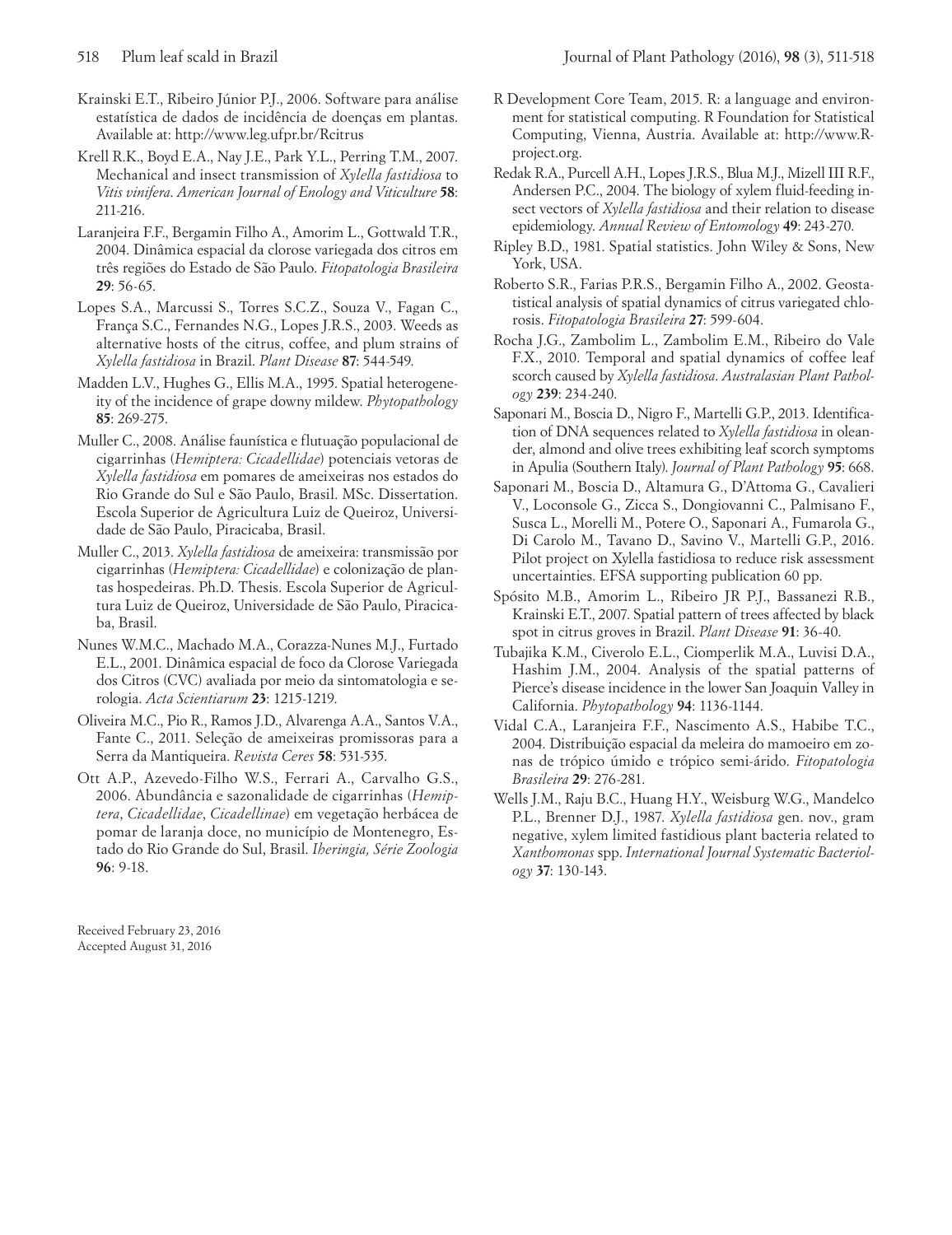Krainski E.T., Ribeiro Júnior P.J., 2006. Software para análise estatística de dados de incidência de doenças em plantas. Available at: http://www.leg.ufpr.br/Rcitrus

Krell R.K., Boyd E.A., Nay J.E., Park Y.L., Perring T.M., 2007. Mechanical and insect transmission of *Xylella fastidiosa* to *Vitis vinifera*. *American Journal of Enology and Viticulture* **58**: 211-216.

Laranjeira F.F., Bergamin Filho A., Amorim L., Gottwald T.R., 2004. Dinâmica espacial da clorose variegada dos citros em três regiões do Estado de São Paulo. *Fitopatologia Brasileira* **29**: 56-65.

Lopes S.A., Marcussi S., Torres S.C.Z., Souza V., Fagan C., França S.C., Fernandes N.G., Lopes J.R.S., 2003. Weeds as alternative hosts of the citrus, coffee, and plum strains of *Xylella fastidiosa* in Brazil. *Plant Disease* **87**: 544-549.

Madden L.V., Hughes G., Ellis M.A., 1995. Spatial heterogeneity of the incidence of grape downy mildew. *Phytopathology* **85**: 269-275.

Muller C., 2008. Análise faunística e flutuação populacional de cigarrinhas (*Hemiptera: Cicadellidae*) potenciais vetoras de *Xylella fastidiosa* em pomares de ameixeiras nos estados do Rio Grande do Sul e São Paulo, Brasil. MSc. Dissertation. Escola Superior de Agricultura Luiz de Queiroz, Universidade de São Paulo, Piracicaba, Brasil.

Muller C., 2013. *Xylella fastidiosa* de ameixeira: transmissão por cigarrinhas (*Hemiptera: Cicadellidae*) e colonização de plantas hospedeiras. Ph.D. Thesis. Escola Superior de Agricultura Luiz de Queiroz, Universidade de São Paulo, Piracicaba, Brasil.

Nunes W.M.C., Machado M.A., Corazza-Nunes M.J., Furtado E.L., 2001. Dinâmica espacial de foco da Clorose Variegada dos Citros (CVC) avaliada por meio da sintomatologia e serologia. *Acta Scientiarum* **23**: 1215-1219.

Oliveira M.C., Pio R., Ramos J.D., Alvarenga A.A., Santos V.A., Fante C., 2011. Seleção de ameixeiras promissoras para a Serra da Mantiqueira. *Revista Ceres* **58**: 531-535.

Ott A.P., Azevedo-Filho W.S., Ferrari A., Carvalho G.S., 2006. Abundância e sazonalidade de cigarrinhas (*Hemiptera*, *Cicadellidae*, *Cicadellinae*) em vegetação herbácea de pomar de laranja doce, no município de Montenegro, Estado do Rio Grande do Sul, Brasil. *Iheringia, Série Zoologia* **96**: 9-18.

R Development Core Team, 2015. R: a language and environment for statistical computing. R Foundation for Statistical Computing, Vienna, Austria. Available at: http://www.R-project.org.

Redak R.A., Purcell A.H., Lopes J.R.S., Blua M.J., Mizell III R.F., Andersen P.C., 2004. The biology of xylem fluid-feeding insect vectors of *Xylella fastidiosa* and their relation to disease epidemiology. *Annual Review of Entomology* **49**: 243-270.

Ripley B.D., 1981. Spatial statistics. John Wiley & Sons, New York, USA.

Roberto S.R., Farias P.R.S., Bergamin Filho A., 2002. Geostatistical analysis of spatial dynamics of citrus variegated chlorosis. *Fitopatologia Brasileira* **27**: 599-604.

Rocha J.G., Zambolim L., Zambolim E.M., Ribeiro do Vale F.X., 2010. Temporal and spatial dynamics of coffee leaf scorch caused by *Xylella fastidiosa*. *Australasian Plant Pathology* **239**: 234-240.

Saponari M., Boscia D., Nigro F., Martelli G.P., 2013. Identification of DNA sequences related to *Xylella fastidiosa* in oleander, almond and olive trees exhibiting leaf scorch symptoms in Apulia (Southern Italy). *Journal of Plant Pathology* **95**: 668.

Saponari M., Boscia D., Altamura G., D'Attoma G., Cavalieri V., Loconsole G., Zicca S., Dongiovanni C., Palmisano F., Susca L., Morelli M., Potere O., Saponari A., Fumarola G., Di Carolo M., Tavano D., Savino V., Martelli G.P., 2016. Pilot project on Xylella fastidiosa to reduce risk assessment uncertainties. EFSA supporting publication 60 pp.

Spósito M.B., Amorim L., Ribeiro JR P.J., Bassanezi R.B., Krainski E.T., 2007. Spatial pattern of trees affected by black spot in citrus groves in Brazil. *Plant Disease* **91**: 36-40.

Tubajika K.M., Civerolo E.L., Ciomperlik M.A., Luvisi D.A., Hashim J.M., 2004. Analysis of the spatial patterns of Pierce's disease incidence in the lower San Joaquin Valley in California. *Phytopathology* **94**: 1136-1144.

Vidal C.A., Laranjeira F.F., Nascimento A.S., Habibe T.C., 2004. Distribuição espacial da meleira do mamoeiro em zonas de trópico úmido e trópico semi-árido. *Fitopatologia Brasileira* **29**: 276-281.

Wells J.M., Raju B.C., Huang H.Y., Weisburg W.G., Mandelco P.L., Brenner D.J., 1987. *Xylella fastidiosa* gen. nov., gram negative, xylem limited fastidious plant bacteria related to *Xanthomonas* spp. *International Journal Systematic Bacteriology* **37**: 130-143.

Received February 23, 2016
Accepted August 31, 2016